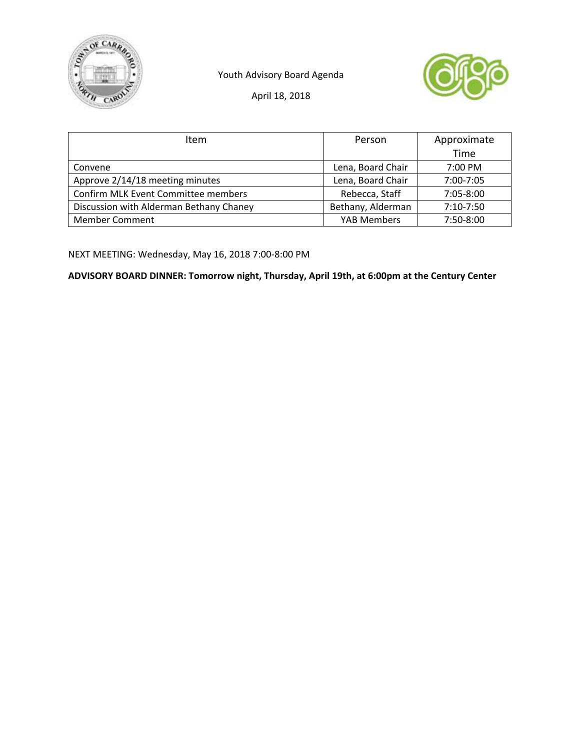Youth Advisory Board Agenda

April 18, 2018

| Item | Person | Approximate Time |
| --- | --- | --- |
| Convene | Lena, Board Chair | 7:00 PM |
| Approve 2/14/18 meeting minutes | Lena, Board Chair | 7:00-7:05 |
| Confirm MLK Event Committee members | Rebecca, Staff | 7:05-8:00 |
| Discussion with Alderman Bethany Chaney | Bethany, Alderman | 7:10-7:50 |
| Member Comment | YAB Members | 7:50-8:00 |

NEXT MEETING: Wednesday, May 16, 2018 7:00-8:00 PM

**ADVISORY BOARD DINNER: Tomorrow night, Thursday, April 19th, at 6:00pm at the Century Center**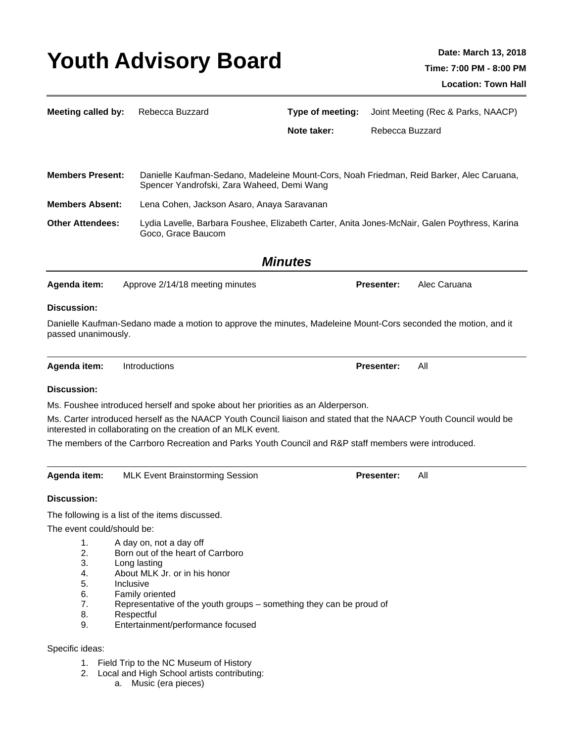# Youth Advisory Board

**Date: March 13, 2018**
**Time: 7:00 PM - 8:00 PM**
**Location: Town Hall**

| | | | |
|---|---|---|---|
| **Meeting called by:** | Rebecca Buzzard | **Type of meeting:** | Joint Meeting (Rec & Parks, NAACP) |
| | | **Note taker:** | Rebecca Buzzard |

**Members Present:** Danielle Kaufman-Sedano, Madeleine Mount-Cors, Noah Friedman, Reid Barker, Alec Caruana, Spencer Yandrofski, Zara Waheed, Demi Wang

**Members Absent:** Lena Cohen, Jackson Asaro, Anaya Saravanan

**Other Attendees:** Lydia Lavelle, Barbara Foushee, Elizabeth Carter, Anita Jones-McNair, Galen Poythress, Karina Goco, Grace Baucom

## *Minutes*

**Agenda item:** Approve 2/14/18 meeting minutes **Presenter:** Alec Caruana

**Discussion:**

Danielle Kaufman-Sedano made a motion to approve the minutes, Madeleine Mount-Cors seconded the motion, and it passed unanimously.

---

**Agenda item:** Introductions **Presenter:** All

**Discussion:**

Ms. Foushee introduced herself and spoke about her priorities as an Alderperson.

Ms. Carter introduced herself as the NAACP Youth Council liaison and stated that the NAACP Youth Council would be interested in collaborating on the creation of an MLK event.

The members of the Carrboro Recreation and Parks Youth Council and R&P staff members were introduced.

---

**Agenda item:** MLK Event Brainstorming Session **Presenter:** All

**Discussion:**

The following is a list of the items discussed.

The event could/should be:

1. A day on, not a day off
2. Born out of the heart of Carrboro
3. Long lasting
4. About MLK Jr. or in his honor
5. Inclusive
6. Family oriented
7. Representative of the youth groups – something they can be proud of
8. Respectful
9. Entertainment/performance focused

Specific ideas:

1. Field Trip to the NC Museum of History
2. Local and High School artists contributing:
   a. Music (era pieces)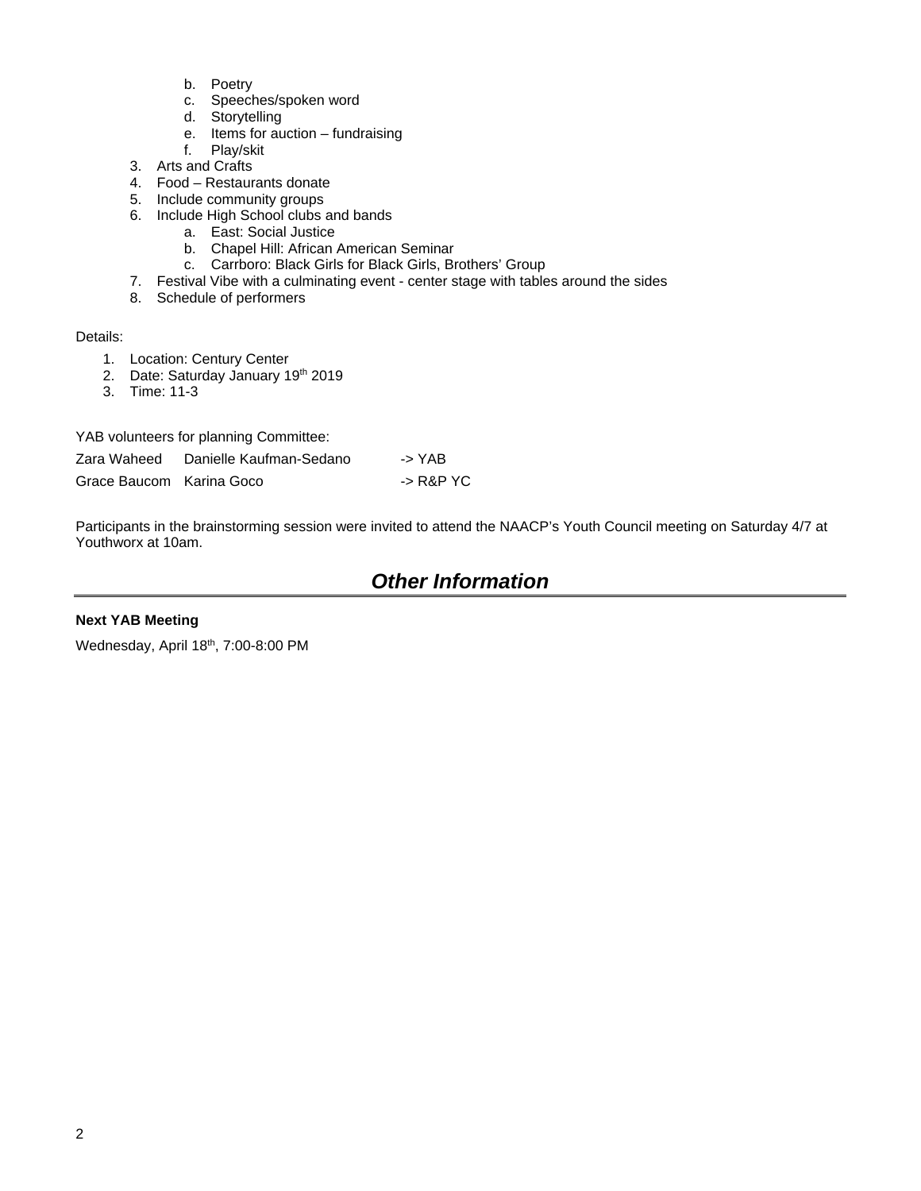b. Poetry
   c. Speeches/spoken word
   d. Storytelling
   e. Items for auction – fundraising
   f. Play/skit
3. Arts and Crafts
4. Food – Restaurants donate
5. Include community groups
6. Include High School clubs and bands
   a. East: Social Justice
   b. Chapel Hill: African American Seminar
   c. Carrboro: Black Girls for Black Girls, Brothers' Group
7. Festival Vibe with a culminating event - center stage with tables around the sides
8. Schedule of performers

Details:

1. Location: Century Center
2. Date: Saturday January 19th 2019
3. Time: 11-3

YAB volunteers for planning Committee:

| | | |
|---|---|---|
| Zara Waheed | Danielle Kaufman-Sedano | -> YAB |
| Grace Baucom | Karina Goco | -> R&P YC |

Participants in the brainstorming session were invited to attend the NAACP's Youth Council meeting on Saturday 4/7 at Youthworx at 10am.

## *Other Information*

**Next YAB Meeting**

Wednesday, April 18th, 7:00-8:00 PM